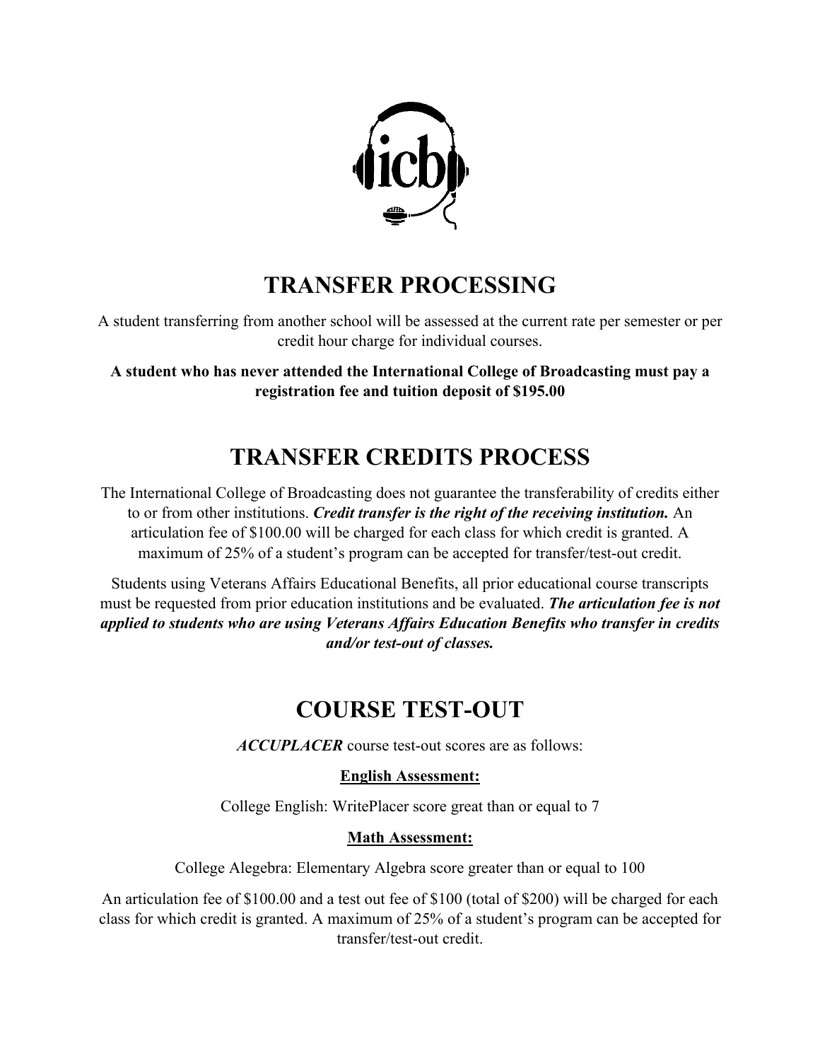# TRANSFER PROCESSING

A student transferring from another school will be assessed at the current rate per semester or per credit hour charge for individual courses.

**A student who has never attended the International College of Broadcasting must pay a registration fee and tuition deposit of $195.00**

# TRANSFER CREDITS PROCESS

The International College of Broadcasting does not guarantee the transferability of credits either to or from other institutions. ***Credit transfer is the right of the receiving institution.*** An articulation fee of $100.00 will be charged for each class for which credit is granted. A maximum of 25% of a student's program can be accepted for transfer/test-out credit.

Students using Veterans Affairs Educational Benefits, all prior educational course transcripts must be requested from prior education institutions and be evaluated. ***The articulation fee is not applied to students who are using Veterans Affairs Education Benefits who transfer in credits and/or test-out of classes.***

# COURSE TEST-OUT

***ACCUPLACER*** course test-out scores are as follows:

**English Assessment:**

College English: WritePlacer score great than or equal to 7

**Math Assessment:**

College Alegebra: Elementary Algebra score greater than or equal to 100

An articulation fee of $100.00 and a test out fee of $100 (total of $200) will be charged for each class for which credit is granted. A maximum of 25% of a student's program can be accepted for transfer/test-out credit.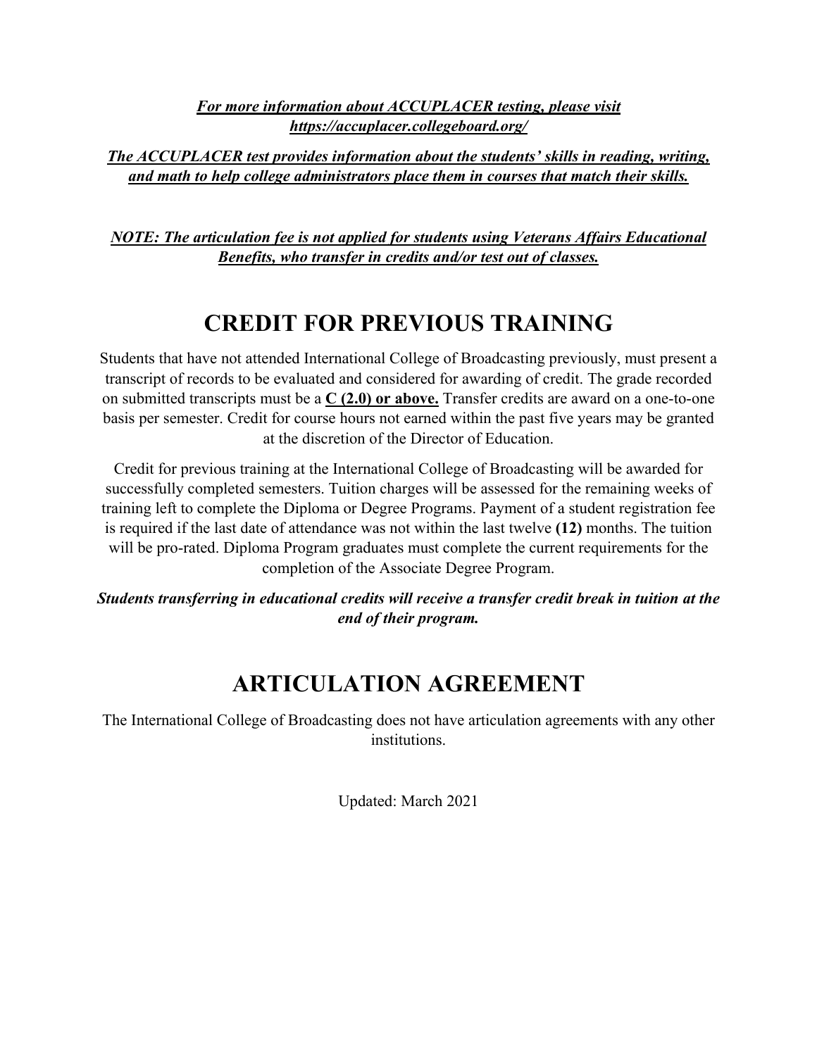***For more information about ACCUPLACER testing, please visit https://accuplacer.collegeboard.org/***

***The ACCUPLACER test provides information about the students' skills in reading, writing, and math to help college administrators place them in courses that match their skills.***

***NOTE: The articulation fee is not applied for students using Veterans Affairs Educational Benefits, who transfer in credits and/or test out of classes.***

# CREDIT FOR PREVIOUS TRAINING

Students that have not attended International College of Broadcasting previously, must present a transcript of records to be evaluated and considered for awarding of credit. The grade recorded on submitted transcripts must be a **C (2.0) or above.** Transfer credits are award on a one-to-one basis per semester. Credit for course hours not earned within the past five years may be granted at the discretion of the Director of Education.

Credit for previous training at the International College of Broadcasting will be awarded for successfully completed semesters. Tuition charges will be assessed for the remaining weeks of training left to complete the Diploma or Degree Programs. Payment of a student registration fee is required if the last date of attendance was not within the last twelve **(12)** months. The tuition will be pro-rated. Diploma Program graduates must complete the current requirements for the completion of the Associate Degree Program.

***Students transferring in educational credits will receive a transfer credit break in tuition at the end of their program.***

# ARTICULATION AGREEMENT

The International College of Broadcasting does not have articulation agreements with any other institutions.

Updated: March 2021